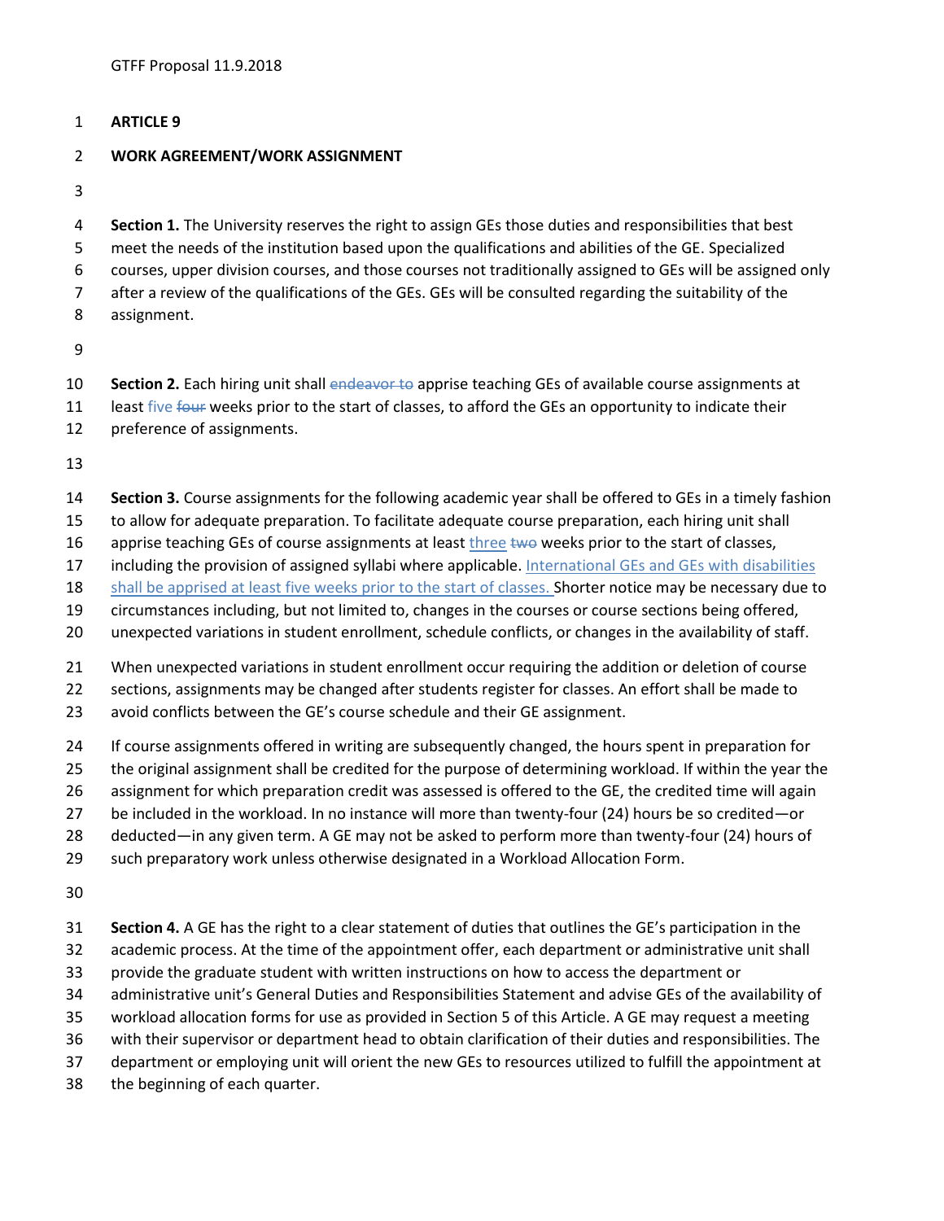GTFF Proposal 11.9.2018

# ARTICLE 9

## WORK AGREEMENT/WORK ASSIGNMENT

**Section 1.** The University reserves the right to assign GEs those duties and responsibilities that best meet the needs of the institution based upon the qualifications and abilities of the GE. Specialized courses, upper division courses, and those courses not traditionally assigned to GEs will be assigned only after a review of the qualifications of the GEs. GEs will be consulted regarding the suitability of the assignment.

**Section 2.** Each hiring unit shall ~~endeavor to~~ apprise teaching GEs of available course assignments at least five ~~four~~ weeks prior to the start of classes, to afford the GEs an opportunity to indicate their preference of assignments.

**Section 3.** Course assignments for the following academic year shall be offered to GEs in a timely fashion to allow for adequate preparation. To facilitate adequate course preparation, each hiring unit shall apprise teaching GEs of course assignments at least <u>three</u> ~~two~~ weeks prior to the start of classes, including the provision of assigned syllabi where applicable. <u>International GEs and GEs with disabilities shall be apprised at least five weeks prior to the start of classes.</u> Shorter notice may be necessary due to circumstances including, but not limited to, changes in the courses or course sections being offered, unexpected variations in student enrollment, schedule conflicts, or changes in the availability of staff.

When unexpected variations in student enrollment occur requiring the addition or deletion of course sections, assignments may be changed after students register for classes. An effort shall be made to avoid conflicts between the GE's course schedule and their GE assignment.

If course assignments offered in writing are subsequently changed, the hours spent in preparation for the original assignment shall be credited for the purpose of determining workload. If within the year the assignment for which preparation credit was assessed is offered to the GE, the credited time will again be included in the workload. In no instance will more than twenty-four (24) hours be so credited—or deducted—in any given term. A GE may not be asked to perform more than twenty-four (24) hours of such preparatory work unless otherwise designated in a Workload Allocation Form.

**Section 4.** A GE has the right to a clear statement of duties that outlines the GE's participation in the academic process. At the time of the appointment offer, each department or administrative unit shall provide the graduate student with written instructions on how to access the department or administrative unit's General Duties and Responsibilities Statement and advise GEs of the availability of workload allocation forms for use as provided in Section 5 of this Article. A GE may request a meeting with their supervisor or department head to obtain clarification of their duties and responsibilities. The department or employing unit will orient the new GEs to resources utilized to fulfill the appointment at the beginning of each quarter.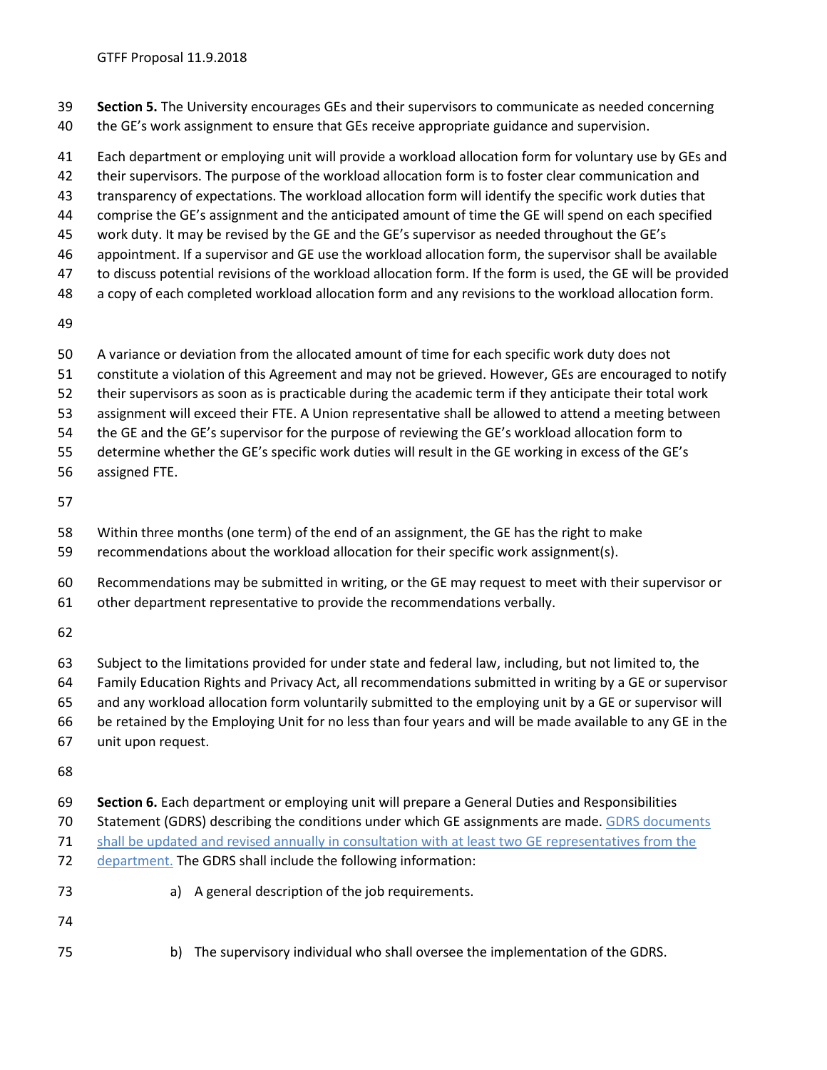**Section 5.** The University encourages GEs and their supervisors to communicate as needed concerning the GE's work assignment to ensure that GEs receive appropriate guidance and supervision.

Each department or employing unit will provide a workload allocation form for voluntary use by GEs and their supervisors. The purpose of the workload allocation form is to foster clear communication and transparency of expectations. The workload allocation form will identify the specific work duties that comprise the GE's assignment and the anticipated amount of time the GE will spend on each specified work duty. It may be revised by the GE and the GE's supervisor as needed throughout the GE's appointment. If a supervisor and GE use the workload allocation form, the supervisor shall be available to discuss potential revisions of the workload allocation form. If the form is used, the GE will be provided a copy of each completed workload allocation form and any revisions to the workload allocation form.

A variance or deviation from the allocated amount of time for each specific work duty does not constitute a violation of this Agreement and may not be grieved. However, GEs are encouraged to notify their supervisors as soon as is practicable during the academic term if they anticipate their total work assignment will exceed their FTE. A Union representative shall be allowed to attend a meeting between the GE and the GE's supervisor for the purpose of reviewing the GE's workload allocation form to determine whether the GE's specific work duties will result in the GE working in excess of the GE's assigned FTE.

Within three months (one term) of the end of an assignment, the GE has the right to make recommendations about the workload allocation for their specific work assignment(s).

Recommendations may be submitted in writing, or the GE may request to meet with their supervisor or other department representative to provide the recommendations verbally.

Subject to the limitations provided for under state and federal law, including, but not limited to, the Family Education Rights and Privacy Act, all recommendations submitted in writing by a GE or supervisor and any workload allocation form voluntarily submitted to the employing unit by a GE or supervisor will be retained by the Employing Unit for no less than four years and will be made available to any GE in the unit upon request.

**Section 6.** Each department or employing unit will prepare a General Duties and Responsibilities Statement (GDRS) describing the conditions under which GE assignments are made. GDRS documents shall be updated and revised annually in consultation with at least two GE representatives from the department. The GDRS shall include the following information:

a) A general description of the job requirements.

b) The supervisory individual who shall oversee the implementation of the GDRS.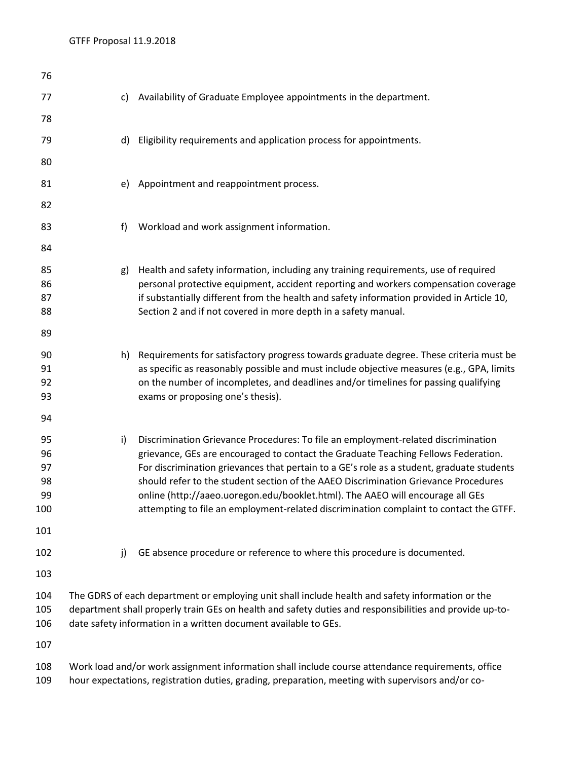c) Availability of Graduate Employee appointments in the department.

d) Eligibility requirements and application process for appointments.

e) Appointment and reappointment process.

f) Workload and work assignment information.

g) Health and safety information, including any training requirements, use of required personal protective equipment, accident reporting and workers compensation coverage if substantially different from the health and safety information provided in Article 10, Section 2 and if not covered in more depth in a safety manual.

h) Requirements for satisfactory progress towards graduate degree. These criteria must be as specific as reasonably possible and must include objective measures (e.g., GPA, limits on the number of incompletes, and deadlines and/or timelines for passing qualifying exams or proposing one's thesis).

i) Discrimination Grievance Procedures: To file an employment-related discrimination grievance, GEs are encouraged to contact the Graduate Teaching Fellows Federation. For discrimination grievances that pertain to a GE's role as a student, graduate students should refer to the student section of the AAEO Discrimination Grievance Procedures online (http://aaeo.uoregon.edu/booklet.html). The AAEO will encourage all GEs attempting to file an employment-related discrimination complaint to contact the GTFF.

j) GE absence procedure or reference to where this procedure is documented.

The GDRS of each department or employing unit shall include health and safety information or the department shall properly train GEs on health and safety duties and responsibilities and provide up-to-date safety information in a written document available to GEs.

Work load and/or work assignment information shall include course attendance requirements, office hour expectations, registration duties, grading, preparation, meeting with supervisors and/or co-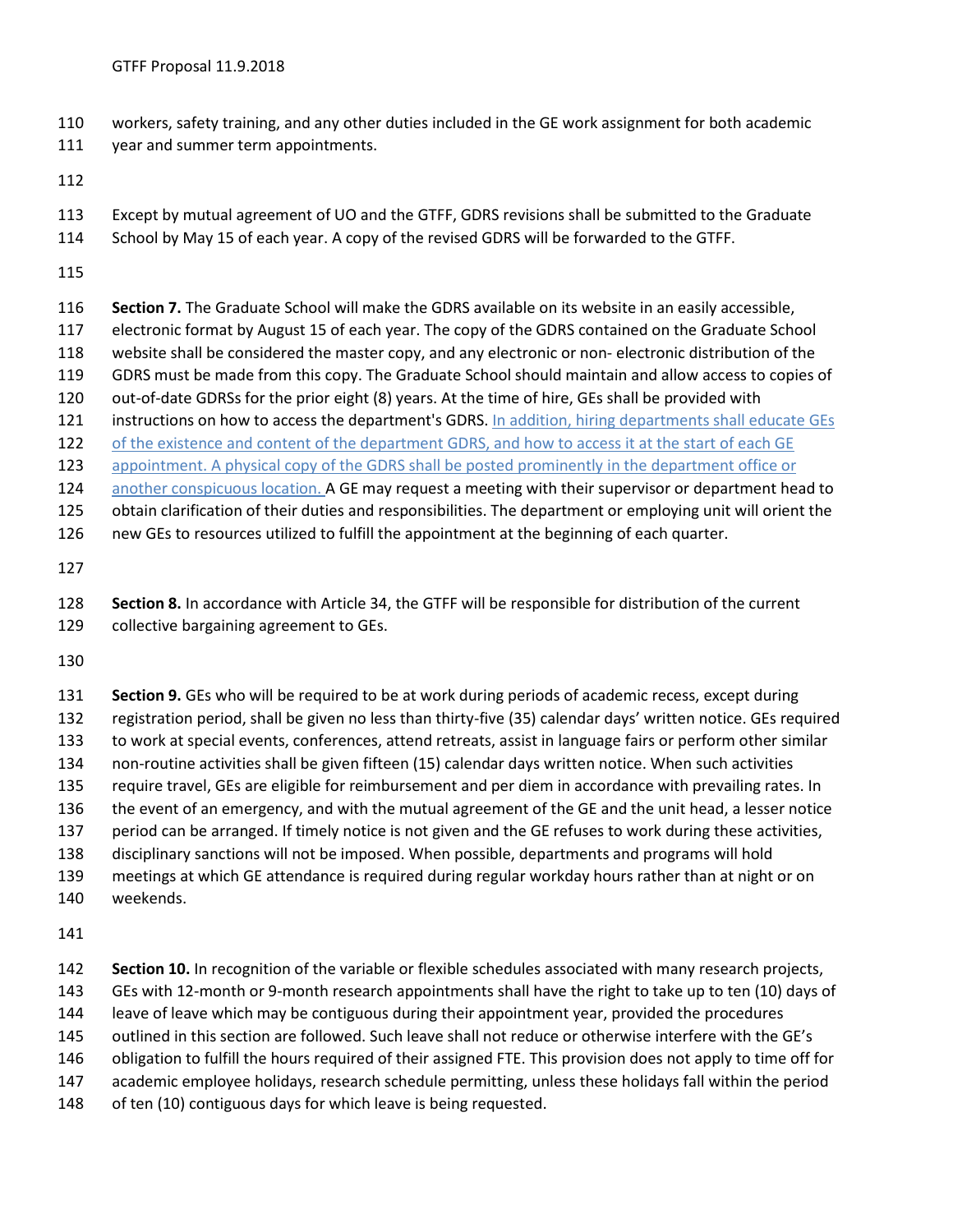workers, safety training, and any other duties included in the GE work assignment for both academic year and summer term appointments.

Except by mutual agreement of UO and the GTFF, GDRS revisions shall be submitted to the Graduate School by May 15 of each year. A copy of the revised GDRS will be forwarded to the GTFF.

**Section 7.** The Graduate School will make the GDRS available on its website in an easily accessible, electronic format by August 15 of each year. The copy of the GDRS contained on the Graduate School website shall be considered the master copy, and any electronic or non- electronic distribution of the GDRS must be made from this copy. The Graduate School should maintain and allow access to copies of out-of-date GDRSs for the prior eight (8) years. At the time of hire, GEs shall be provided with instructions on how to access the department's GDRS. In addition, hiring departments shall educate GEs of the existence and content of the department GDRS, and how to access it at the start of each GE appointment. A physical copy of the GDRS shall be posted prominently in the department office or another conspicuous location. A GE may request a meeting with their supervisor or department head to obtain clarification of their duties and responsibilities. The department or employing unit will orient the new GEs to resources utilized to fulfill the appointment at the beginning of each quarter.

**Section 8.** In accordance with Article 34, the GTFF will be responsible for distribution of the current collective bargaining agreement to GEs.

**Section 9.** GEs who will be required to be at work during periods of academic recess, except during registration period, shall be given no less than thirty-five (35) calendar days' written notice. GEs required to work at special events, conferences, attend retreats, assist in language fairs or perform other similar non-routine activities shall be given fifteen (15) calendar days written notice. When such activities require travel, GEs are eligible for reimbursement and per diem in accordance with prevailing rates. In the event of an emergency, and with the mutual agreement of the GE and the unit head, a lesser notice period can be arranged. If timely notice is not given and the GE refuses to work during these activities, disciplinary sanctions will not be imposed. When possible, departments and programs will hold meetings at which GE attendance is required during regular workday hours rather than at night or on weekends.

**Section 10.** In recognition of the variable or flexible schedules associated with many research projects, GEs with 12-month or 9-month research appointments shall have the right to take up to ten (10) days of leave of leave which may be contiguous during their appointment year, provided the procedures outlined in this section are followed. Such leave shall not reduce or otherwise interfere with the GE's obligation to fulfill the hours required of their assigned FTE. This provision does not apply to time off for academic employee holidays, research schedule permitting, unless these holidays fall within the period of ten (10) contiguous days for which leave is being requested.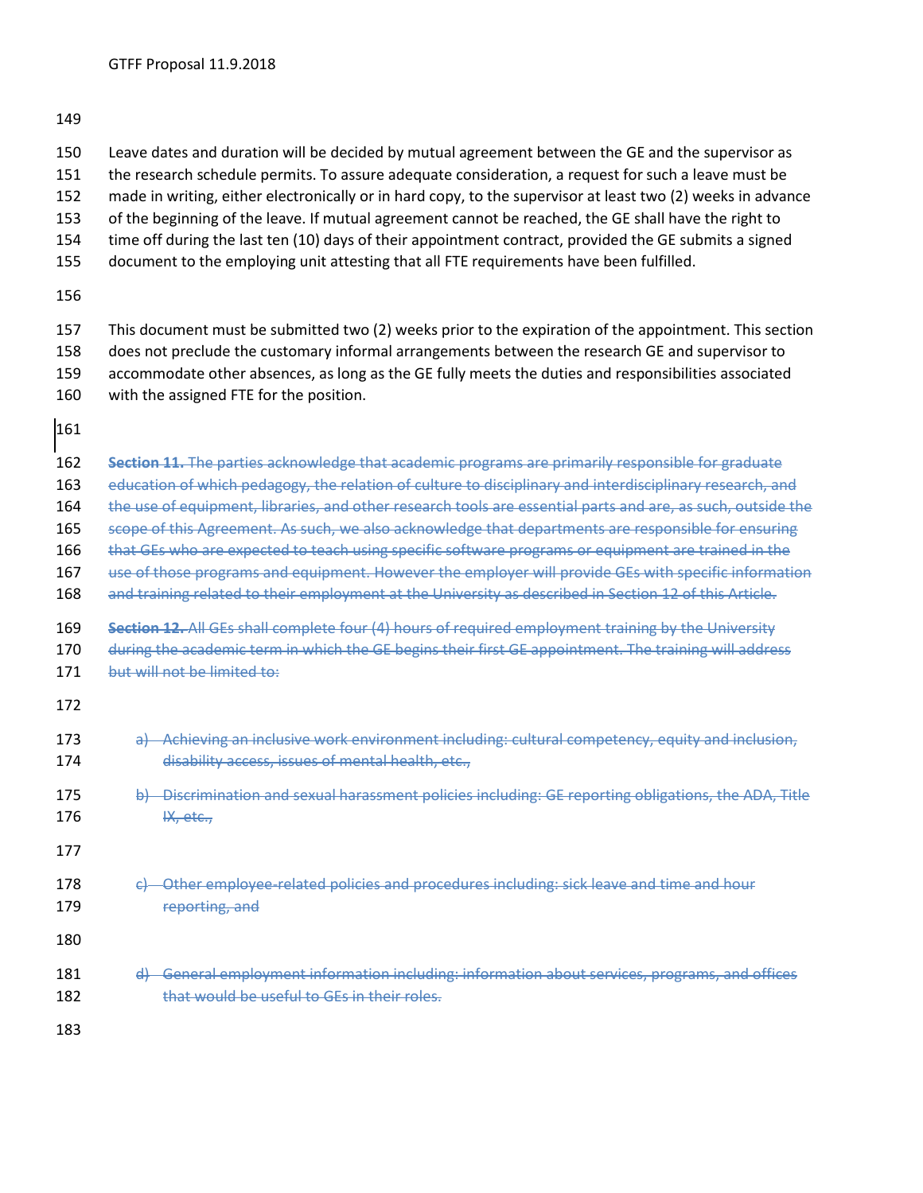Leave dates and duration will be decided by mutual agreement between the GE and the supervisor as the research schedule permits. To assure adequate consideration, a request for such a leave must be made in writing, either electronically or in hard copy, to the supervisor at least two (2) weeks in advance of the beginning of the leave. If mutual agreement cannot be reached, the GE shall have the right to time off during the last ten (10) days of their appointment contract, provided the GE submits a signed document to the employing unit attesting that all FTE requirements have been fulfilled.

This document must be submitted two (2) weeks prior to the expiration of the appointment. This section does not preclude the customary informal arrangements between the research GE and supervisor to accommodate other absences, as long as the GE fully meets the duties and responsibilities associated with the assigned FTE for the position.

~~**Section 11.** The parties acknowledge that academic programs are primarily responsible for graduate education of which pedagogy, the relation of culture to disciplinary and interdisciplinary research, and the use of equipment, libraries, and other research tools are essential parts and are, as such, outside the scope of this Agreement. As such, we also acknowledge that departments are responsible for ensuring that GEs who are expected to teach using specific software programs or equipment are trained in the use of those programs and equipment. However the employer will provide GEs with specific information and training related to their employment at the University as described in Section 12 of this Article.~~

~~**Section 12.** All GEs shall complete four (4) hours of required employment training by the University during the academic term in which the GE begins their first GE appointment. The training will address but will not be limited to:~~

~~a) Achieving an inclusive work environment including: cultural competency, equity and inclusion, disability access, issues of mental health, etc.,~~

~~b) Discrimination and sexual harassment policies including: GE reporting obligations, the ADA, Title IX, etc.,~~

~~c) Other employee-related policies and procedures including: sick leave and time and hour reporting, and~~

~~d) General employment information including: information about services, programs, and offices that would be useful to GEs in their roles.~~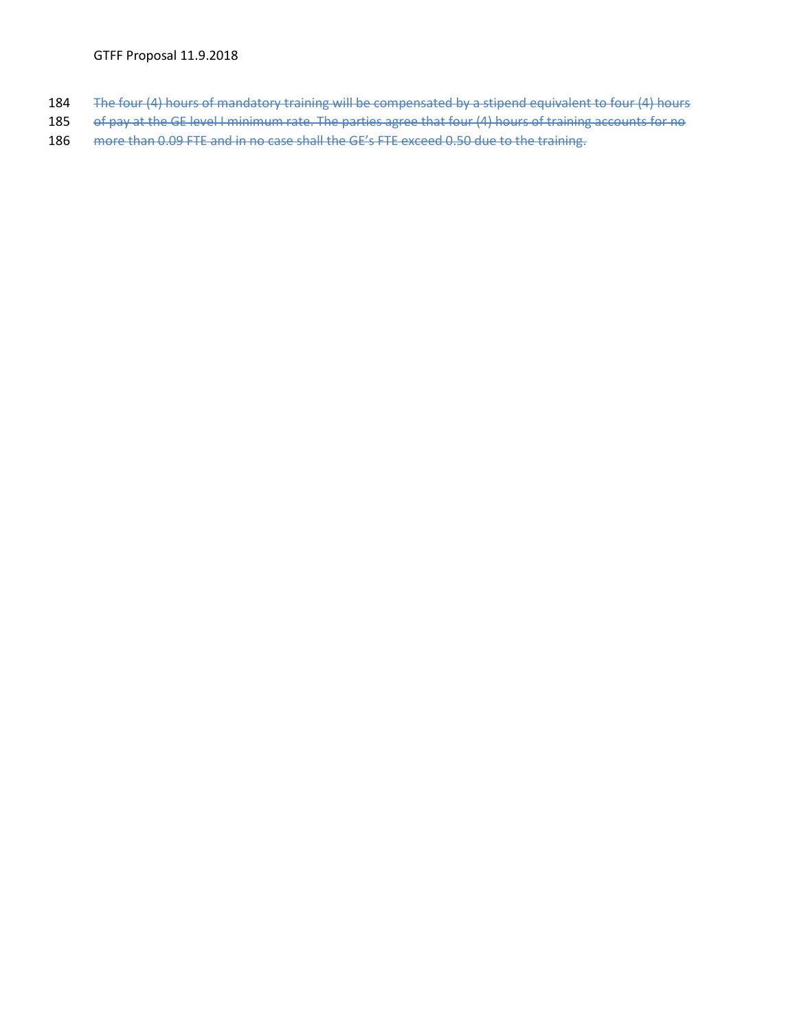~~The four (4) hours of mandatory training will be compensated by a stipend equivalent to four (4) hours of pay at the GE level I minimum rate. The parties agree that four (4) hours of training accounts for no more than 0.09 FTE and in no case shall the GE's FTE exceed 0.50 due to the training.~~